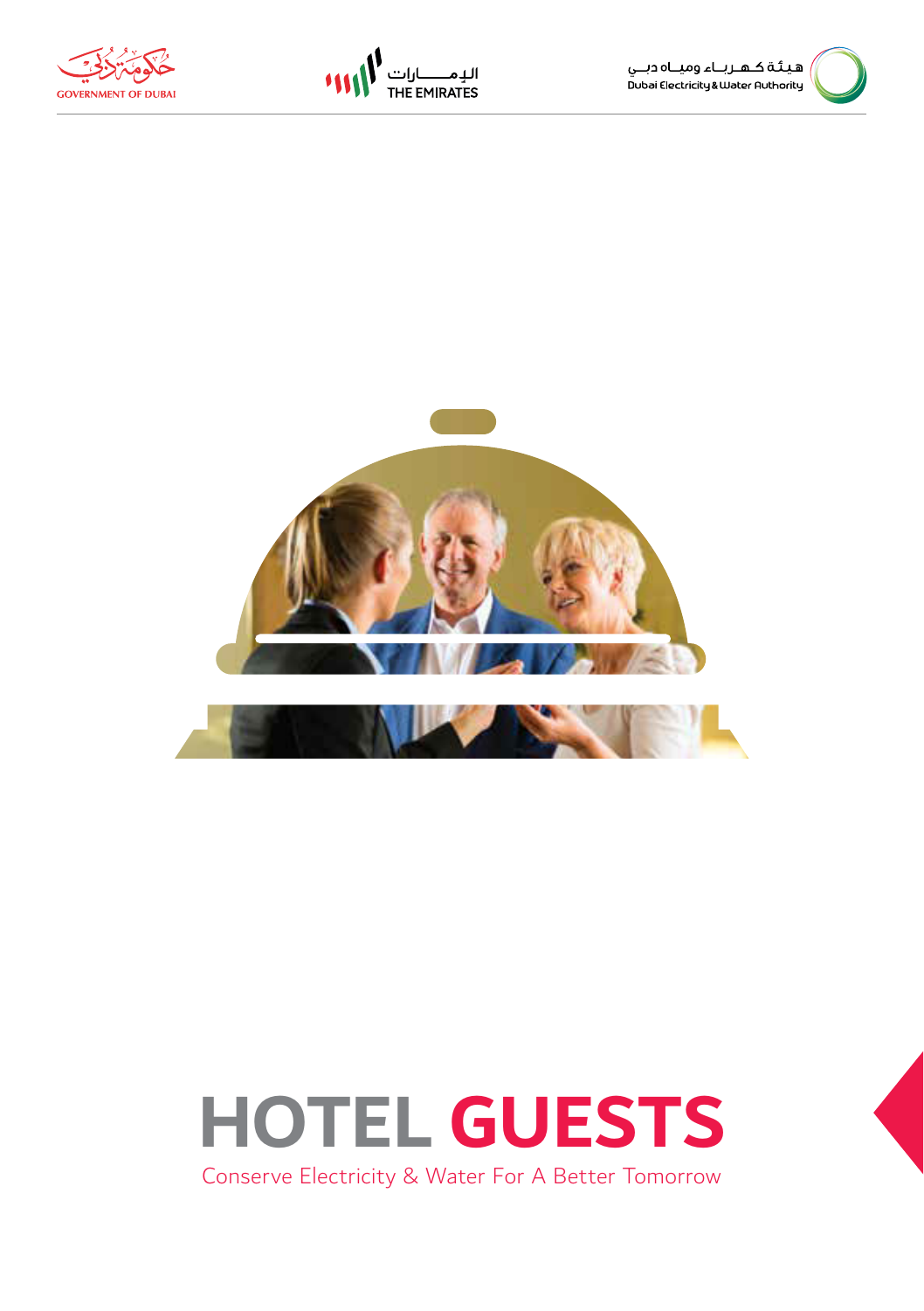# HOTEL GUESTS

Conserve Electricity & Water For A Better Tomorrow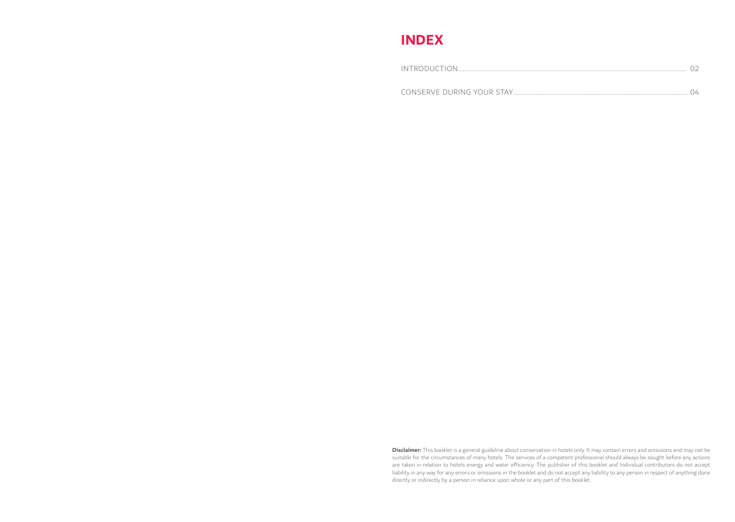# INDEX

INTRODUCTION........................................................................ 02

CONSERVE DURING YOUR STAY........................................................04

**Disclaimer:** This booklet is a general guideline about conservation in hotels only. It may contain errors and omissions and may not be suitable for the circumstances of many hotels. The services of a competent professional should always be sought before any actions are taken in relation to hotels energy and water efficiency. The publisher of this booklet and Individual contributors do not accept liability in any way for any errors or omissions in the booklet and do not accept any liability to any person in respect of anything done directly or indirectly by a person in reliance upon whole or any part of this booklet.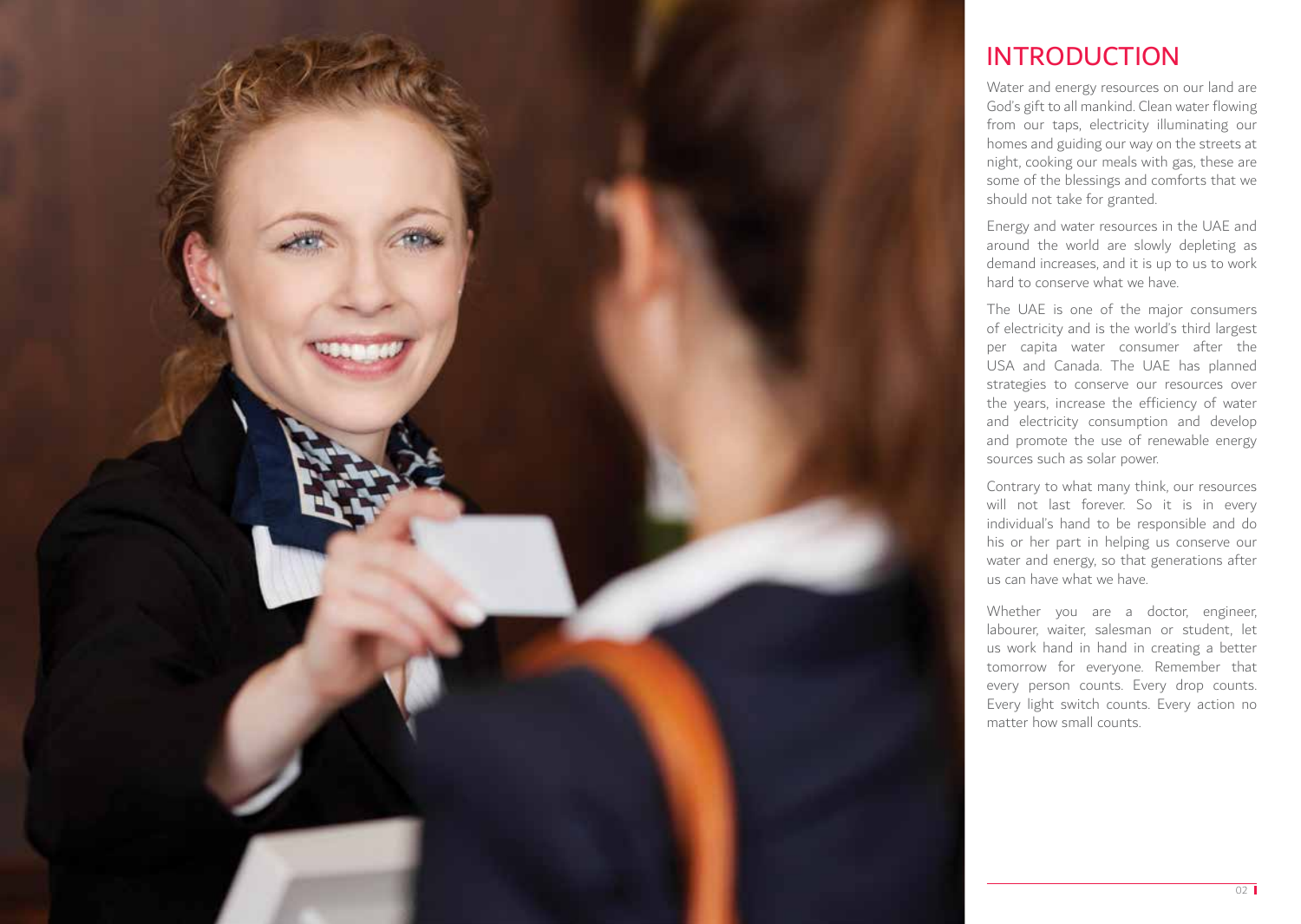# INTRODUCTION

Water and energy resources on our land are God's gift to all mankind. Clean water flowing from our taps, electricity illuminating our homes and guiding our way on the streets at night, cooking our meals with gas, these are some of the blessings and comforts that we should not take for granted.

Energy and water resources in the UAE and around the world are slowly depleting as demand increases, and it is up to us to work hard to conserve what we have.

The UAE is one of the major consumers of electricity and is the world's third largest per capita water consumer after the USA and Canada. The UAE has planned strategies to conserve our resources over the years, increase the efficiency of water and electricity consumption and develop and promote the use of renewable energy sources such as solar power.

Contrary to what many think, our resources will not last forever. So it is in every individual's hand to be responsible and do his or her part in helping us conserve our water and energy, so that generations after us can have what we have.

Whether you are a doctor, engineer, labourer, waiter, salesman or student, let us work hand in hand in creating a better tomorrow for everyone. Remember that every person counts. Every drop counts. Every light switch counts. Every action no matter how small counts.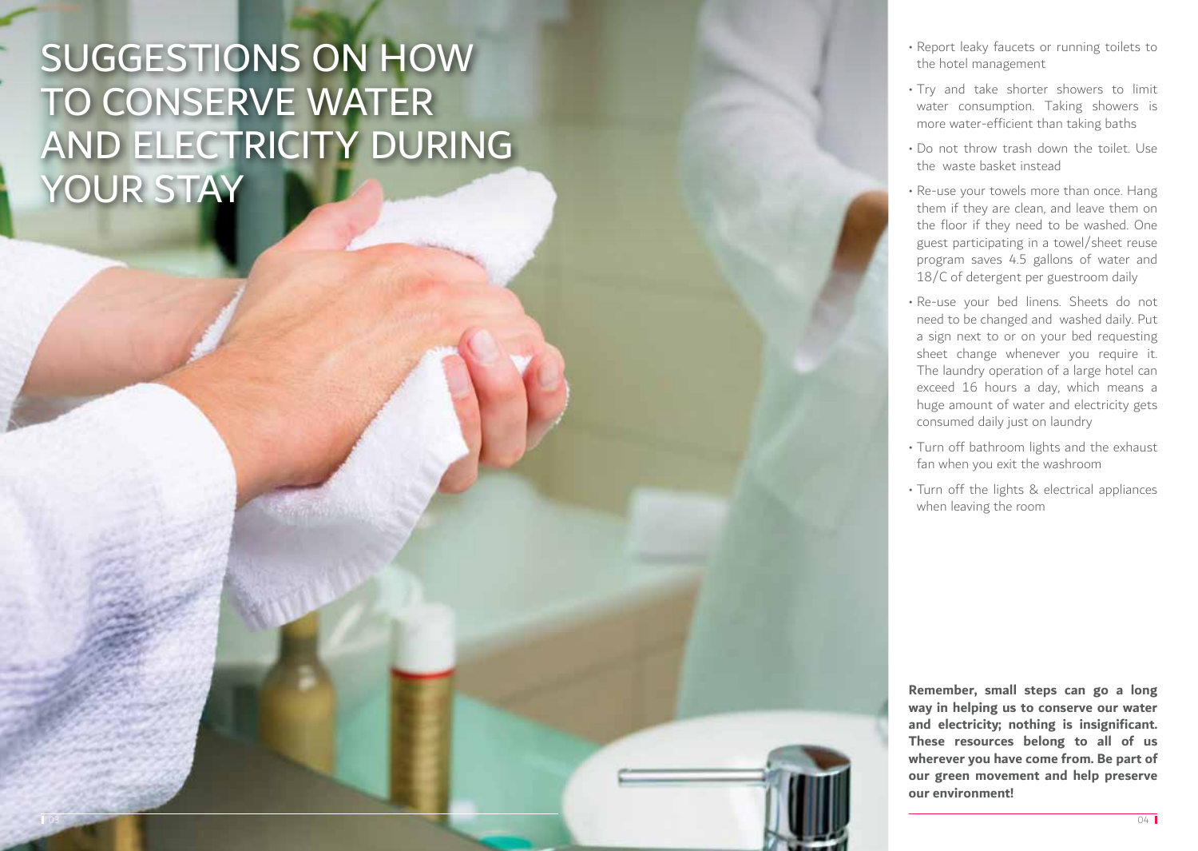# SUGGESTIONS ON HOW TO CONSERVE WATER AND ELECTRICITY DURING YOUR STAY

- Report leaky faucets or running toilets to the hotel management
- Try and take shorter showers to limit water consumption. Taking showers is more water-efficient than taking baths
- Do not throw trash down the toilet. Use the waste basket instead
- Re-use your towels more than once. Hang them if they are clean, and leave them on the floor if they need to be washed. One guest participating in a towel/sheet reuse program saves 4.5 gallons of water and 18/C of detergent per guestroom daily
- Re-use your bed linens. Sheets do not need to be changed and washed daily. Put a sign next to or on your bed requesting sheet change whenever you require it. The laundry operation of a large hotel can exceed 16 hours a day, which means a huge amount of water and electricity gets consumed daily just on laundry
- Turn off bathroom lights and the exhaust fan when you exit the washroom
- Turn off the lights & electrical appliances when leaving the room

**Remember, small steps can go a long way in helping us to conserve our water and electricity; nothing is insignificant. These resources belong to all of us wherever you have come from. Be part of our green movement and help preserve our environment!**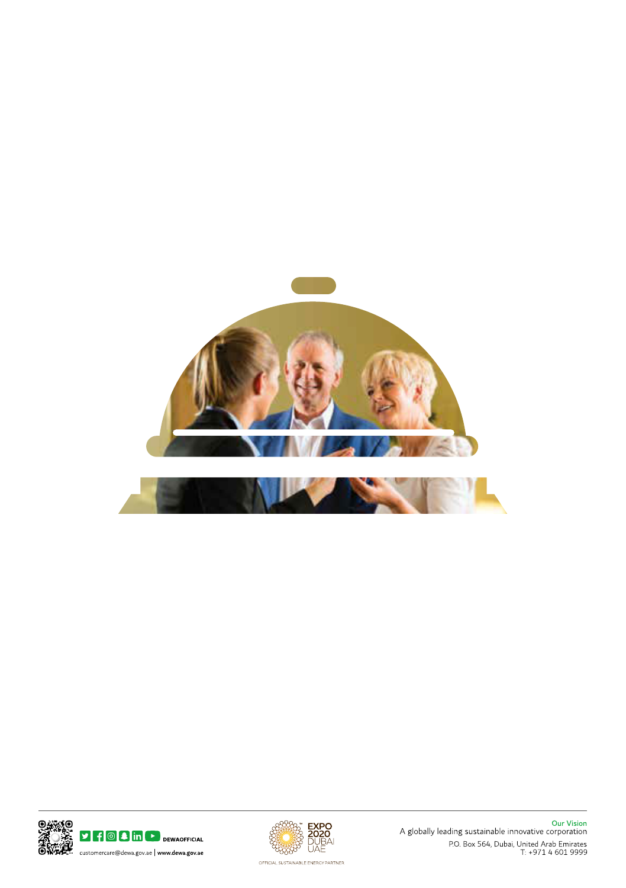customercare@dewa.gov.ae | www.dewa.gov.ae

DEWAOFFICIAL

EXPO 2020 DUBAI UAE

OFFICIAL SUSTAINABLE ENERGY PARTNER

Our Vision

A globally leading sustainable innovative corporation

P.O. Box 564, Dubai, United Arab Emirates

T: +971 4 601 9999